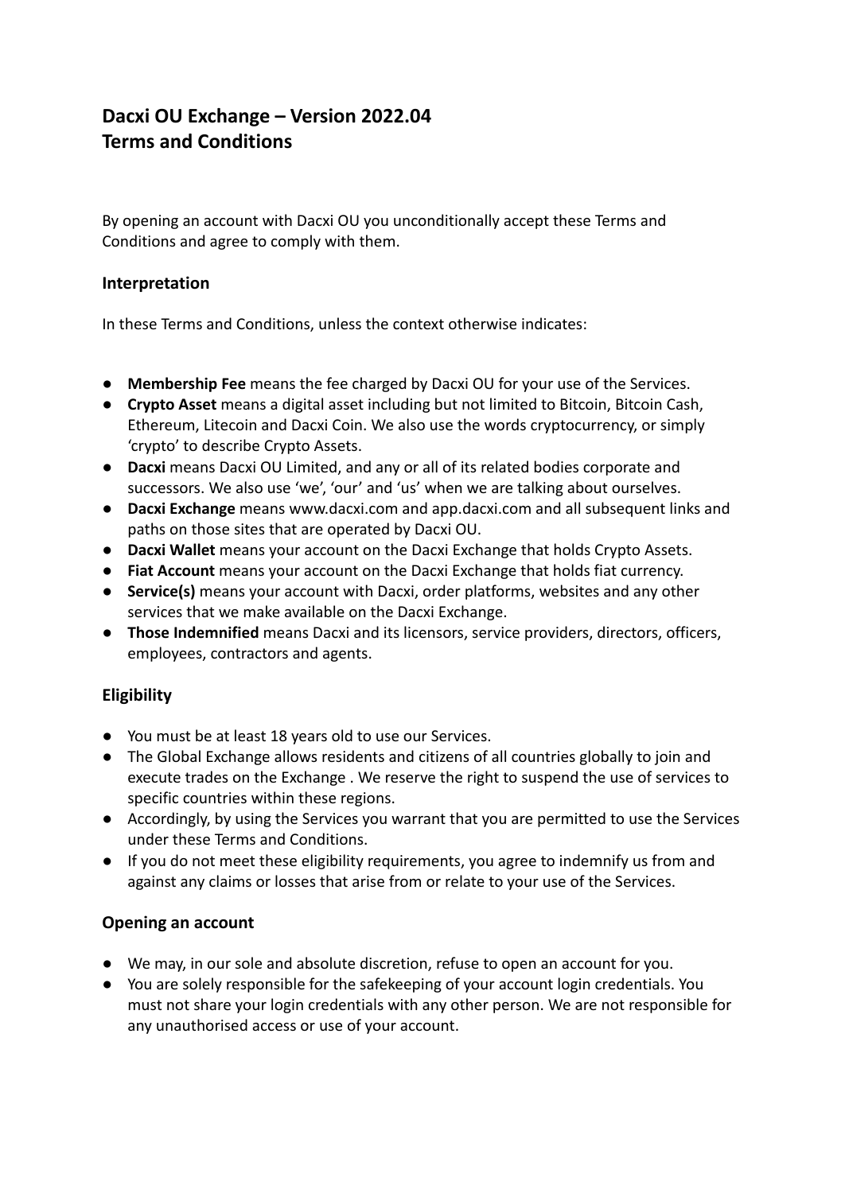# Dacxi OU Exchange – Version 2022.04
# Terms and Conditions

By opening an account with Dacxi OU you unconditionally accept these Terms and Conditions and agree to comply with them.

## Interpretation

In these Terms and Conditions, unless the context otherwise indicates:

- **Membership Fee** means the fee charged by Dacxi OU for your use of the Services.
- **Crypto Asset** means a digital asset including but not limited to Bitcoin, Bitcoin Cash, Ethereum, Litecoin and Dacxi Coin. We also use the words cryptocurrency, or simply 'crypto' to describe Crypto Assets.
- **Dacxi** means Dacxi OU Limited, and any or all of its related bodies corporate and successors. We also use 'we', 'our' and 'us' when we are talking about ourselves.
- **Dacxi Exchange** means www.dacxi.com and app.dacxi.com and all subsequent links and paths on those sites that are operated by Dacxi OU.
- **Dacxi Wallet** means your account on the Dacxi Exchange that holds Crypto Assets.
- **Fiat Account** means your account on the Dacxi Exchange that holds fiat currency.
- **Service(s)** means your account with Dacxi, order platforms, websites and any other services that we make available on the Dacxi Exchange.
- **Those Indemnified** means Dacxi and its licensors, service providers, directors, officers, employees, contractors and agents.

## Eligibility

- You must be at least 18 years old to use our Services.
- The Global Exchange allows residents and citizens of all countries globally to join and execute trades on the Exchange . We reserve the right to suspend the use of services to specific countries within these regions.
- Accordingly, by using the Services you warrant that you are permitted to use the Services under these Terms and Conditions.
- If you do not meet these eligibility requirements, you agree to indemnify us from and against any claims or losses that arise from or relate to your use of the Services.

## Opening an account

- We may, in our sole and absolute discretion, refuse to open an account for you.
- You are solely responsible for the safekeeping of your account login credentials. You must not share your login credentials with any other person. We are not responsible for any unauthorised access or use of your account.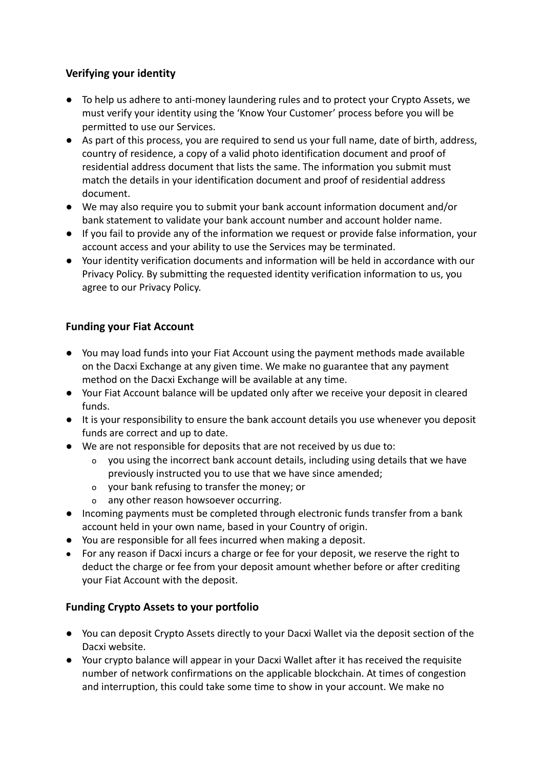**Verifying your identity**

- To help us adhere to anti-money laundering rules and to protect your Crypto Assets, we must verify your identity using the 'Know Your Customer' process before you will be permitted to use our Services.
- As part of this process, you are required to send us your full name, date of birth, address, country of residence, a copy of a valid photo identification document and proof of residential address document that lists the same. The information you submit must match the details in your identification document and proof of residential address document.
- We may also require you to submit your bank account information document and/or bank statement to validate your bank account number and account holder name.
- If you fail to provide any of the information we request or provide false information, your account access and your ability to use the Services may be terminated.
- Your identity verification documents and information will be held in accordance with our Privacy Policy. By submitting the requested identity verification information to us, you agree to our Privacy Policy.

**Funding your Fiat Account**

- You may load funds into your Fiat Account using the payment methods made available on the Dacxi Exchange at any given time. We make no guarantee that any payment method on the Dacxi Exchange will be available at any time.
- Your Fiat Account balance will be updated only after we receive your deposit in cleared funds.
- It is your responsibility to ensure the bank account details you use whenever you deposit funds are correct and up to date.
- We are not responsible for deposits that are not received by us due to:
  - you using the incorrect bank account details, including using details that we have previously instructed you to use that we have since amended;
  - your bank refusing to transfer the money; or
  - any other reason howsoever occurring.
- Incoming payments must be completed through electronic funds transfer from a bank account held in your own name, based in your Country of origin.
- You are responsible for all fees incurred when making a deposit.
- For any reason if Dacxi incurs a charge or fee for your deposit, we reserve the right to deduct the charge or fee from your deposit amount whether before or after crediting your Fiat Account with the deposit.

**Funding Crypto Assets to your portfolio**

- You can deposit Crypto Assets directly to your Dacxi Wallet via the deposit section of the Dacxi website.
- Your crypto balance will appear in your Dacxi Wallet after it has received the requisite number of network confirmations on the applicable blockchain. At times of congestion and interruption, this could take some time to show in your account. We make no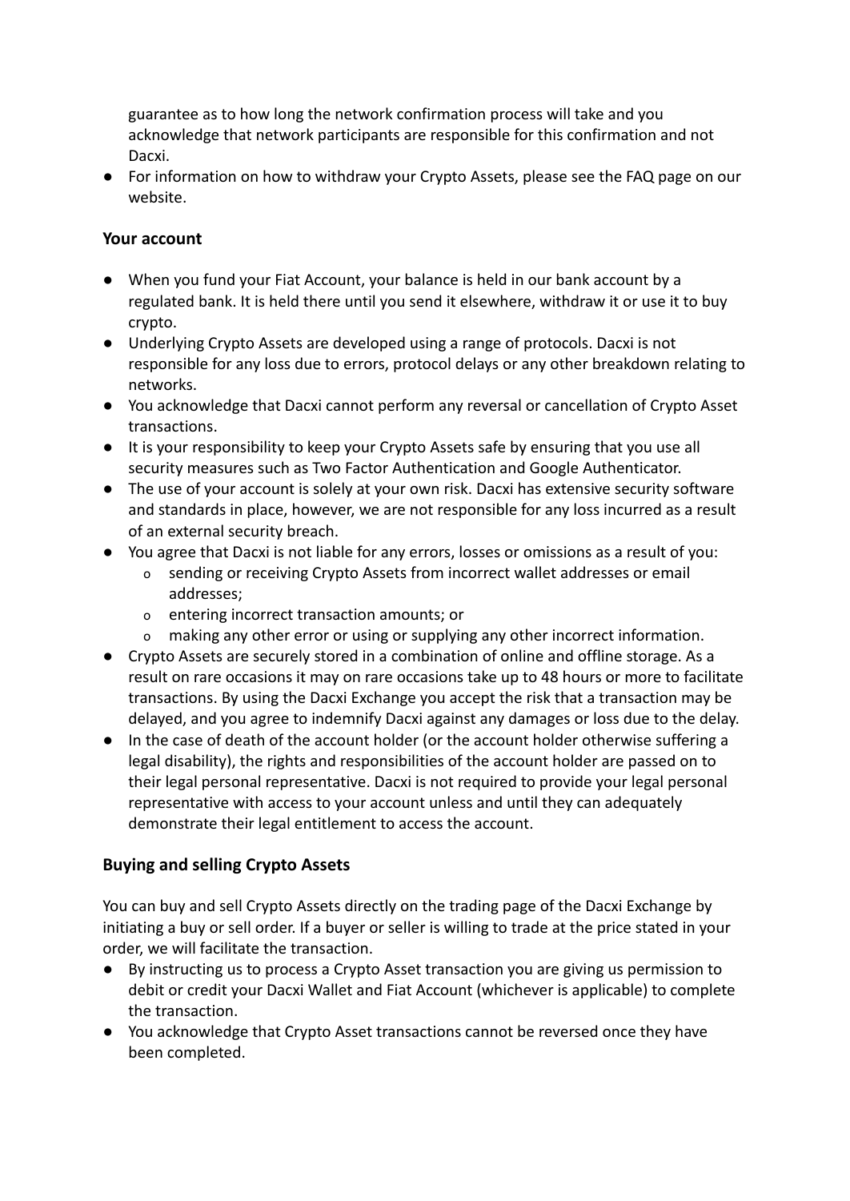- guarantee as to how long the network confirmation process will take and you acknowledge that network participants are responsible for this confirmation and not Dacxi.
- For information on how to withdraw your Crypto Assets, please see the FAQ page on our website.

### Your account

- When you fund your Fiat Account, your balance is held in our bank account by a regulated bank. It is held there until you send it elsewhere, withdraw it or use it to buy crypto.
- Underlying Crypto Assets are developed using a range of protocols. Dacxi is not responsible for any loss due to errors, protocol delays or any other breakdown relating to networks.
- You acknowledge that Dacxi cannot perform any reversal or cancellation of Crypto Asset transactions.
- It is your responsibility to keep your Crypto Assets safe by ensuring that you use all security measures such as Two Factor Authentication and Google Authenticator.
- The use of your account is solely at your own risk. Dacxi has extensive security software and standards in place, however, we are not responsible for any loss incurred as a result of an external security breach.
- You agree that Dacxi is not liable for any errors, losses or omissions as a result of you:
  - sending or receiving Crypto Assets from incorrect wallet addresses or email addresses;
  - entering incorrect transaction amounts; or
  - making any other error or using or supplying any other incorrect information.
- Crypto Assets are securely stored in a combination of online and offline storage. As a result on rare occasions it may on rare occasions take up to 48 hours or more to facilitate transactions. By using the Dacxi Exchange you accept the risk that a transaction may be delayed, and you agree to indemnify Dacxi against any damages or loss due to the delay.
- In the case of death of the account holder (or the account holder otherwise suffering a legal disability), the rights and responsibilities of the account holder are passed on to their legal personal representative. Dacxi is not required to provide your legal personal representative with access to your account unless and until they can adequately demonstrate their legal entitlement to access the account.

### Buying and selling Crypto Assets

You can buy and sell Crypto Assets directly on the trading page of the Dacxi Exchange by initiating a buy or sell order. If a buyer or seller is willing to trade at the price stated in your order, we will facilitate the transaction.

- By instructing us to process a Crypto Asset transaction you are giving us permission to debit or credit your Dacxi Wallet and Fiat Account (whichever is applicable) to complete the transaction.
- You acknowledge that Crypto Asset transactions cannot be reversed once they have been completed.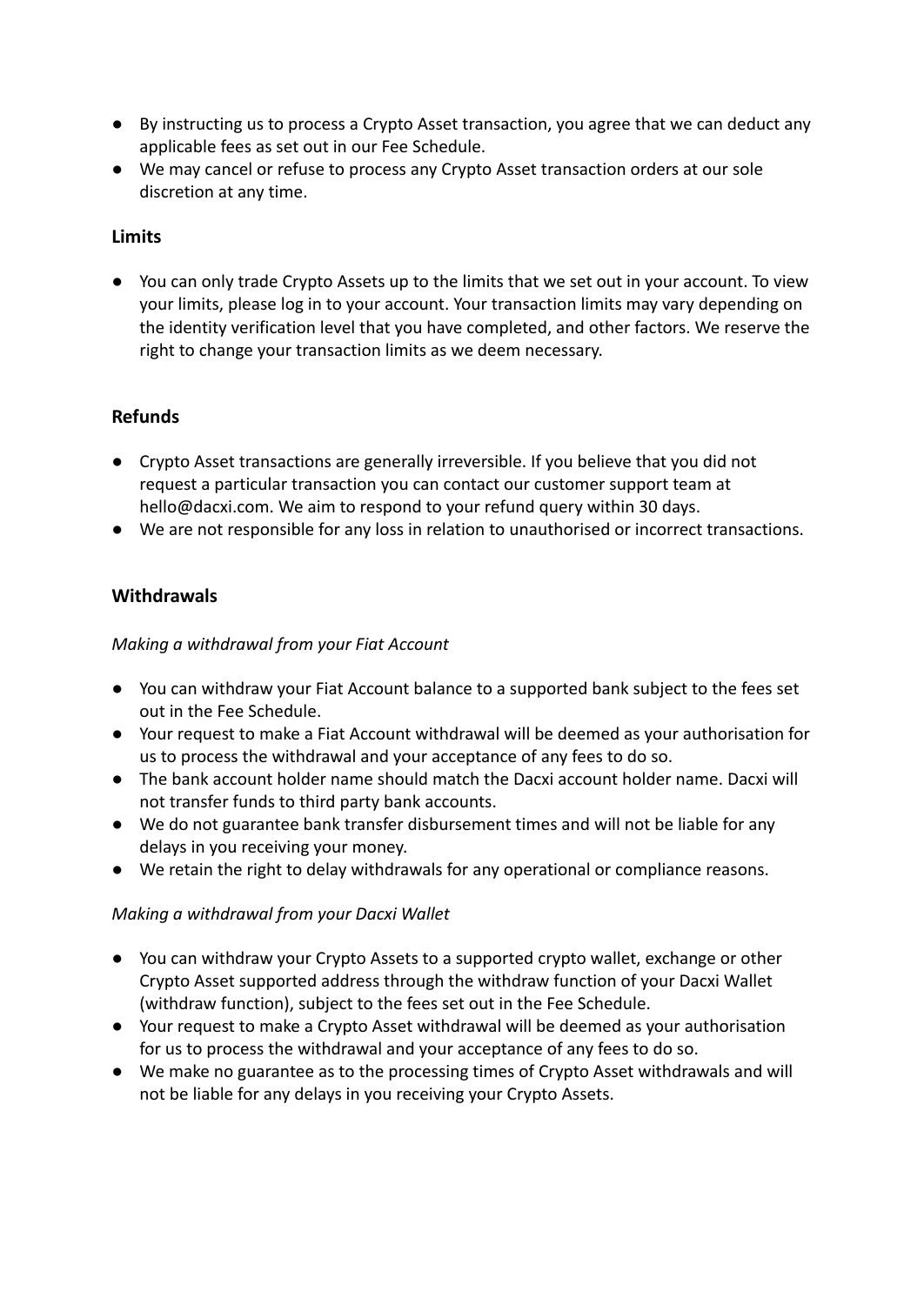- By instructing us to process a Crypto Asset transaction, you agree that we can deduct any applicable fees as set out in our Fee Schedule.
- We may cancel or refuse to process any Crypto Asset transaction orders at our sole discretion at any time.

**Limits**

- You can only trade Crypto Assets up to the limits that we set out in your account. To view your limits, please log in to your account. Your transaction limits may vary depending on the identity verification level that you have completed, and other factors. We reserve the right to change your transaction limits as we deem necessary.

**Refunds**

- Crypto Asset transactions are generally irreversible. If you believe that you did not request a particular transaction you can contact our customer support team at hello@dacxi.com. We aim to respond to your refund query within 30 days.
- We are not responsible for any loss in relation to unauthorised or incorrect transactions.

**Withdrawals**

*Making a withdrawal from your Fiat Account*

- You can withdraw your Fiat Account balance to a supported bank subject to the fees set out in the Fee Schedule.
- Your request to make a Fiat Account withdrawal will be deemed as your authorisation for us to process the withdrawal and your acceptance of any fees to do so.
- The bank account holder name should match the Dacxi account holder name. Dacxi will not transfer funds to third party bank accounts.
- We do not guarantee bank transfer disbursement times and will not be liable for any delays in you receiving your money.
- We retain the right to delay withdrawals for any operational or compliance reasons.

*Making a withdrawal from your Dacxi Wallet*

- You can withdraw your Crypto Assets to a supported crypto wallet, exchange or other Crypto Asset supported address through the withdraw function of your Dacxi Wallet (withdraw function), subject to the fees set out in the Fee Schedule.
- Your request to make a Crypto Asset withdrawal will be deemed as your authorisation for us to process the withdrawal and your acceptance of any fees to do so.
- We make no guarantee as to the processing times of Crypto Asset withdrawals and will not be liable for any delays in you receiving your Crypto Assets.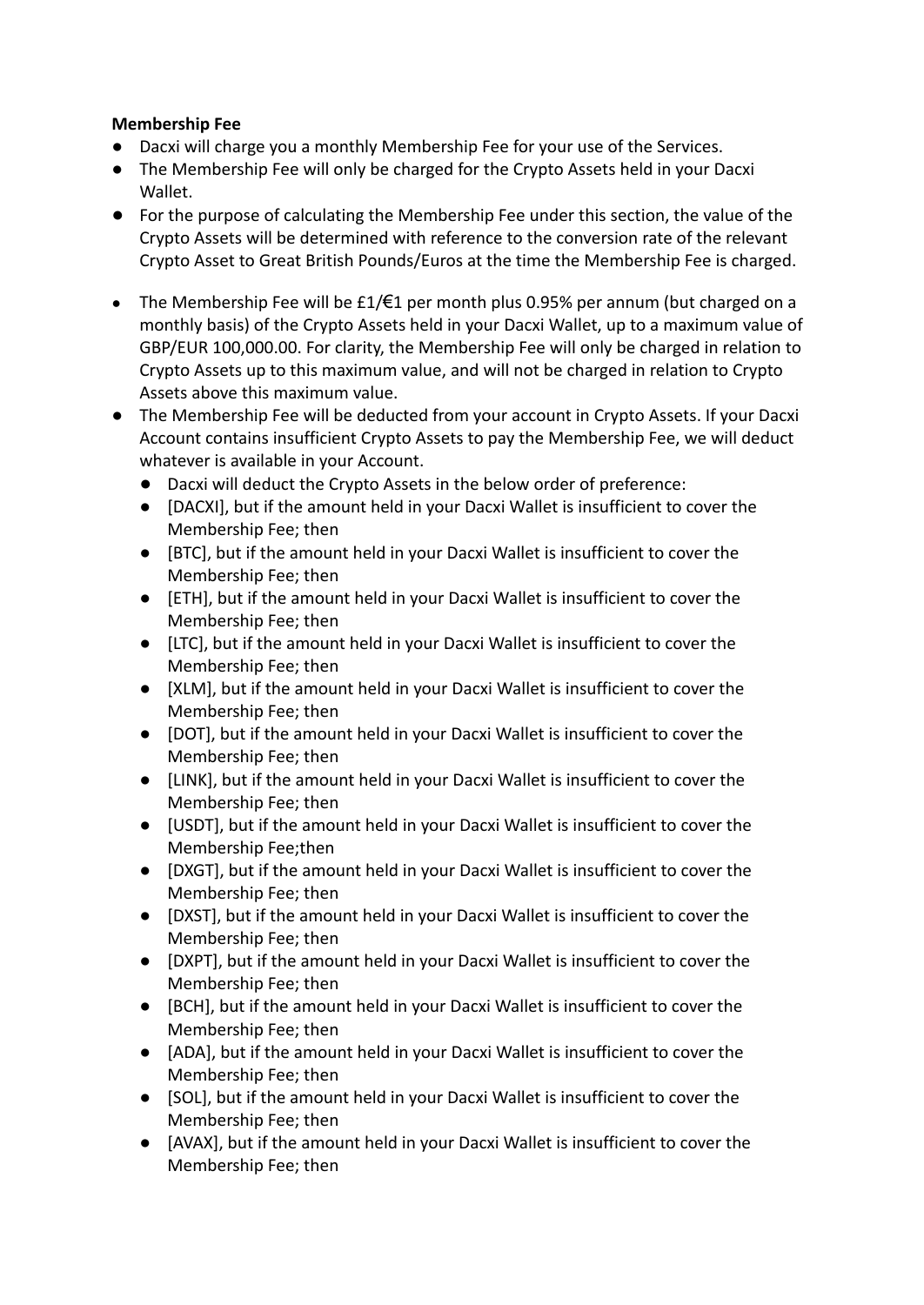**Membership Fee**

- Dacxi will charge you a monthly Membership Fee for your use of the Services.
- The Membership Fee will only be charged for the Crypto Assets held in your Dacxi Wallet.
- For the purpose of calculating the Membership Fee under this section, the value of the Crypto Assets will be determined with reference to the conversion rate of the relevant Crypto Asset to Great British Pounds/Euros at the time the Membership Fee is charged.
- The Membership Fee will be £1/€1 per month plus 0.95% per annum (but charged on a monthly basis) of the Crypto Assets held in your Dacxi Wallet, up to a maximum value of GBP/EUR 100,000.00. For clarity, the Membership Fee will only be charged in relation to Crypto Assets up to this maximum value, and will not be charged in relation to Crypto Assets above this maximum value.
- The Membership Fee will be deducted from your account in Crypto Assets. If your Dacxi Account contains insufficient Crypto Assets to pay the Membership Fee, we will deduct whatever is available in your Account.
    - Dacxi will deduct the Crypto Assets in the below order of preference:
    - [DACXI], but if the amount held in your Dacxi Wallet is insufficient to cover the Membership Fee; then
    - [BTC], but if the amount held in your Dacxi Wallet is insufficient to cover the Membership Fee; then
    - [ETH], but if the amount held in your Dacxi Wallet is insufficient to cover the Membership Fee; then
    - [LTC], but if the amount held in your Dacxi Wallet is insufficient to cover the Membership Fee; then
    - [XLM], but if the amount held in your Dacxi Wallet is insufficient to cover the Membership Fee; then
    - [DOT], but if the amount held in your Dacxi Wallet is insufficient to cover the Membership Fee; then
    - [LINK], but if the amount held in your Dacxi Wallet is insufficient to cover the Membership Fee; then
    - [USDT], but if the amount held in your Dacxi Wallet is insufficient to cover the Membership Fee;then
    - [DXGT], but if the amount held in your Dacxi Wallet is insufficient to cover the Membership Fee; then
    - [DXST], but if the amount held in your Dacxi Wallet is insufficient to cover the Membership Fee; then
    - [DXPT], but if the amount held in your Dacxi Wallet is insufficient to cover the Membership Fee; then
    - [BCH], but if the amount held in your Dacxi Wallet is insufficient to cover the Membership Fee; then
    - [ADA], but if the amount held in your Dacxi Wallet is insufficient to cover the Membership Fee; then
    - [SOL], but if the amount held in your Dacxi Wallet is insufficient to cover the Membership Fee; then
    - [AVAX], but if the amount held in your Dacxi Wallet is insufficient to cover the Membership Fee; then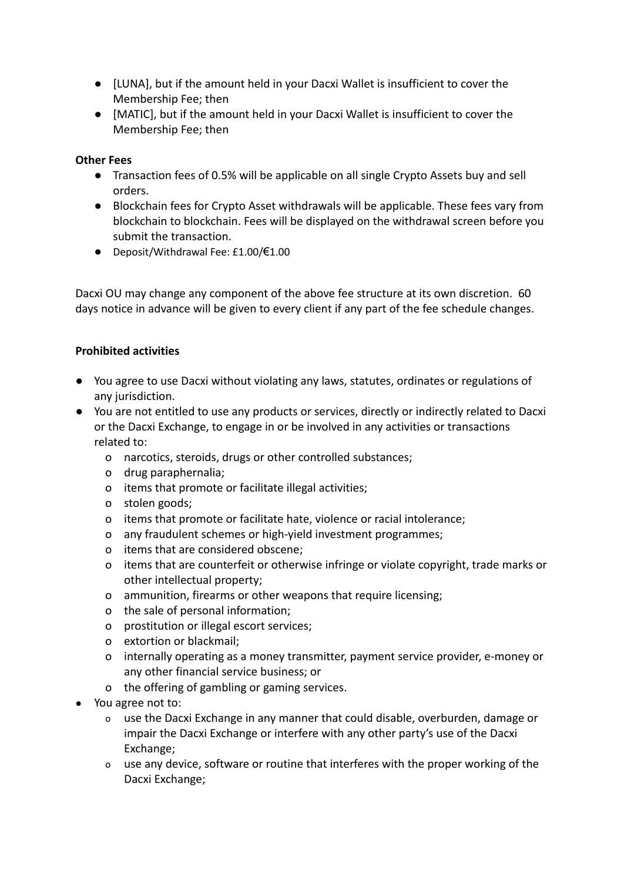- [LUNA], but if the amount held in your Dacxi Wallet is insufficient to cover the Membership Fee; then
- [MATIC], but if the amount held in your Dacxi Wallet is insufficient to cover the Membership Fee; then

**Other Fees**

- Transaction fees of 0.5% will be applicable on all single Crypto Assets buy and sell orders.
- Blockchain fees for Crypto Asset withdrawals will be applicable. These fees vary from blockchain to blockchain. Fees will be displayed on the withdrawal screen before you submit the transaction.
- Deposit/Withdrawal Fee: £1.00/€1.00

Dacxi OU may change any component of the above fee structure at its own discretion. 60 days notice in advance will be given to every client if any part of the fee schedule changes.

**Prohibited activities**

- You agree to use Dacxi without violating any laws, statutes, ordinates or regulations of any jurisdiction.
- You are not entitled to use any products or services, directly or indirectly related to Dacxi or the Dacxi Exchange, to engage in or be involved in any activities or transactions related to:
  - narcotics, steroids, drugs or other controlled substances;
  - drug paraphernalia;
  - items that promote or facilitate illegal activities;
  - stolen goods;
  - items that promote or facilitate hate, violence or racial intolerance;
  - any fraudulent schemes or high-yield investment programmes;
  - items that are considered obscene;
  - items that are counterfeit or otherwise infringe or violate copyright, trade marks or other intellectual property;
  - ammunition, firearms or other weapons that require licensing;
  - the sale of personal information;
  - prostitution or illegal escort services;
  - extortion or blackmail;
  - internally operating as a money transmitter, payment service provider, e-money or any other financial service business; or
  - the offering of gambling or gaming services.
- You agree not to:
  - use the Dacxi Exchange in any manner that could disable, overburden, damage or impair the Dacxi Exchange or interfere with any other party's use of the Dacxi Exchange;
  - use any device, software or routine that interferes with the proper working of the Dacxi Exchange;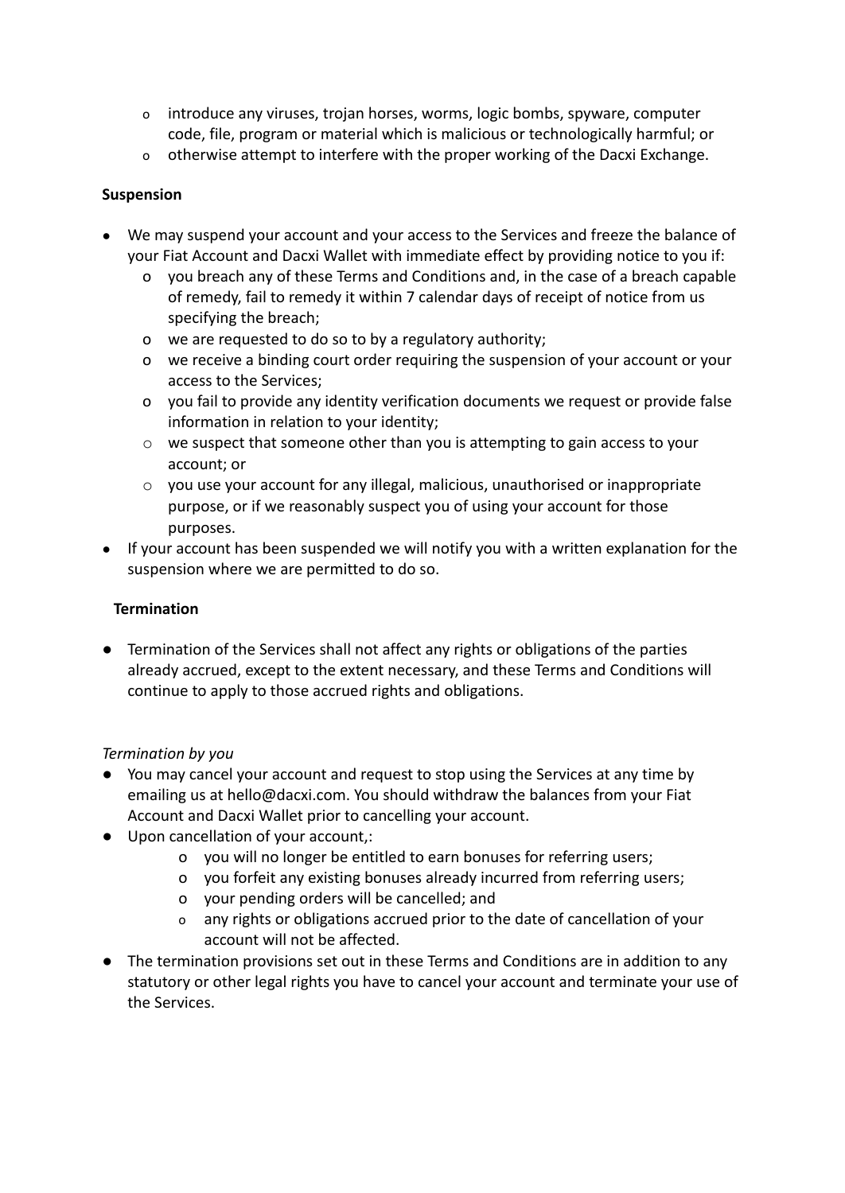- introduce any viruses, trojan horses, worms, logic bombs, spyware, computer code, file, program or material which is malicious or technologically harmful; or
  - otherwise attempt to interfere with the proper working of the Dacxi Exchange.

**Suspension**

- We may suspend your account and your access to the Services and freeze the balance of your Fiat Account and Dacxi Wallet with immediate effect by providing notice to you if:
  - you breach any of these Terms and Conditions and, in the case of a breach capable of remedy, fail to remedy it within 7 calendar days of receipt of notice from us specifying the breach;
  - we are requested to do so to by a regulatory authority;
  - we receive a binding court order requiring the suspension of your account or your access to the Services;
  - you fail to provide any identity verification documents we request or provide false information in relation to your identity;
  - we suspect that someone other than you is attempting to gain access to your account; or
  - you use your account for any illegal, malicious, unauthorised or inappropriate purpose, or if we reasonably suspect you of using your account for those purposes.
- If your account has been suspended we will notify you with a written explanation for the suspension where we are permitted to do so.

**Termination**

- Termination of the Services shall not affect any rights or obligations of the parties already accrued, except to the extent necessary, and these Terms and Conditions will continue to apply to those accrued rights and obligations.

*Termination by you*

- You may cancel your account and request to stop using the Services at any time by emailing us at hello@dacxi.com. You should withdraw the balances from your Fiat Account and Dacxi Wallet prior to cancelling your account.
- Upon cancellation of your account,:
  - you will no longer be entitled to earn bonuses for referring users;
  - you forfeit any existing bonuses already incurred from referring users;
  - your pending orders will be cancelled; and
  - any rights or obligations accrued prior to the date of cancellation of your account will not be affected.
- The termination provisions set out in these Terms and Conditions are in addition to any statutory or other legal rights you have to cancel your account and terminate your use of the Services.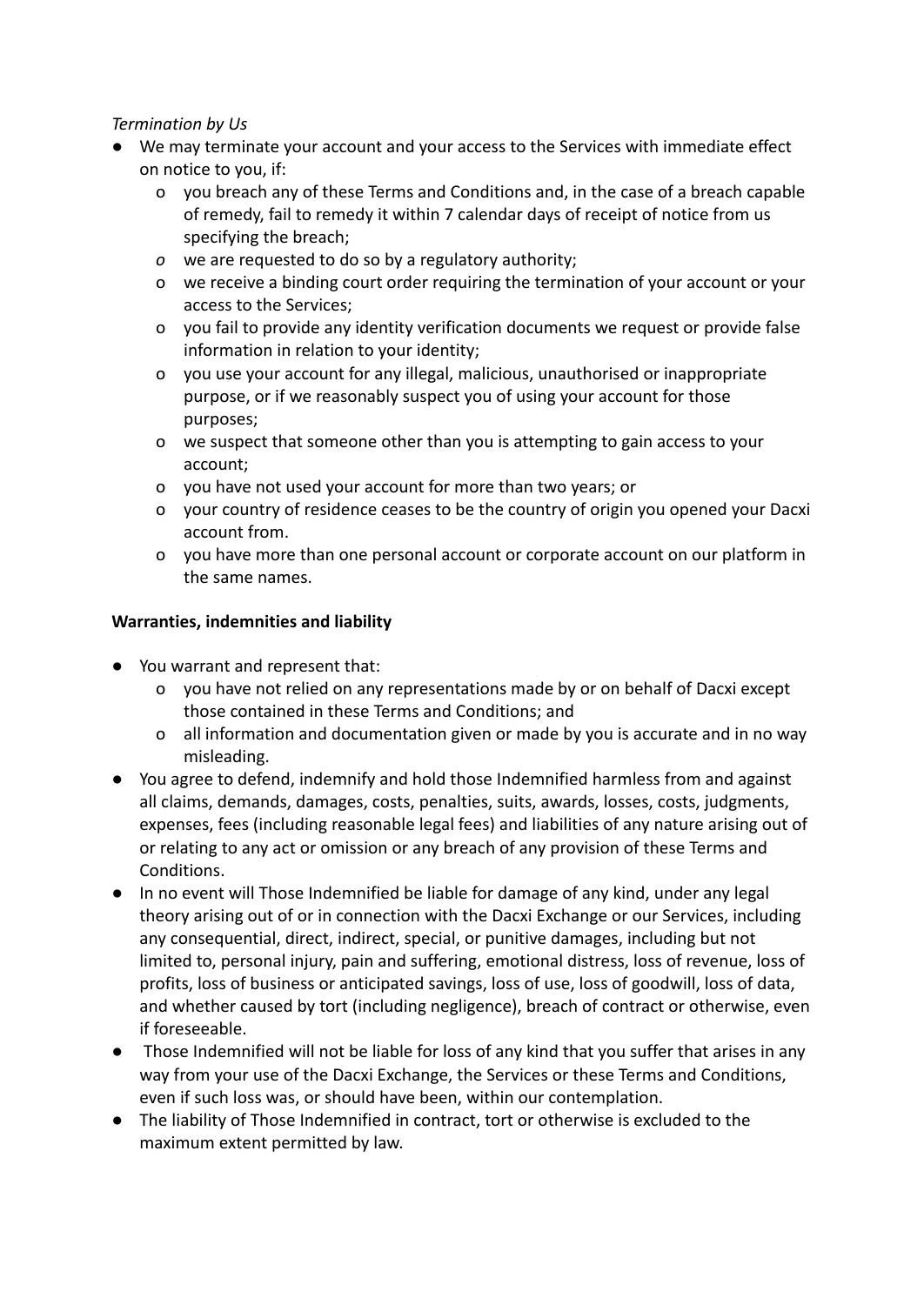*Termination by Us*

- We may terminate your account and your access to the Services with immediate effect on notice to you, if:
  - you breach any of these Terms and Conditions and, in the case of a breach capable of remedy, fail to remedy it within 7 calendar days of receipt of notice from us specifying the breach;
  - we are requested to do so by a regulatory authority;
  - we receive a binding court order requiring the termination of your account or your access to the Services;
  - you fail to provide any identity verification documents we request or provide false information in relation to your identity;
  - you use your account for any illegal, malicious, unauthorised or inappropriate purpose, or if we reasonably suspect you of using your account for those purposes;
  - we suspect that someone other than you is attempting to gain access to your account;
  - you have not used your account for more than two years; or
  - your country of residence ceases to be the country of origin you opened your Dacxi account from.
  - you have more than one personal account or corporate account on our platform in the same names.

**Warranties, indemnities and liability**

- You warrant and represent that:
  - you have not relied on any representations made by or on behalf of Dacxi except those contained in these Terms and Conditions; and
  - all information and documentation given or made by you is accurate and in no way misleading.
- You agree to defend, indemnify and hold those Indemnified harmless from and against all claims, demands, damages, costs, penalties, suits, awards, losses, costs, judgments, expenses, fees (including reasonable legal fees) and liabilities of any nature arising out of or relating to any act or omission or any breach of any provision of these Terms and Conditions.
- In no event will Those Indemnified be liable for damage of any kind, under any legal theory arising out of or in connection with the Dacxi Exchange or our Services, including any consequential, direct, indirect, special, or punitive damages, including but not limited to, personal injury, pain and suffering, emotional distress, loss of revenue, loss of profits, loss of business or anticipated savings, loss of use, loss of goodwill, loss of data, and whether caused by tort (including negligence), breach of contract or otherwise, even if foreseeable.
- Those Indemnified will not be liable for loss of any kind that you suffer that arises in any way from your use of the Dacxi Exchange, the Services or these Terms and Conditions, even if such loss was, or should have been, within our contemplation.
- The liability of Those Indemnified in contract, tort or otherwise is excluded to the maximum extent permitted by law.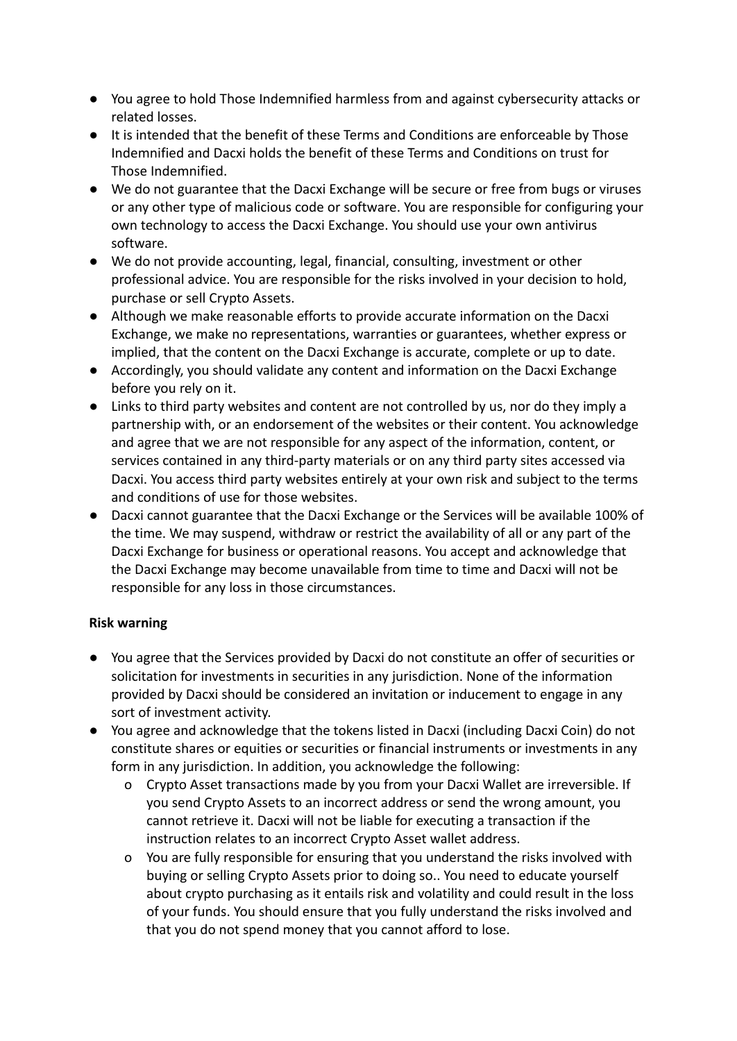- You agree to hold Those Indemnified harmless from and against cybersecurity attacks or related losses.
- It is intended that the benefit of these Terms and Conditions are enforceable by Those Indemnified and Dacxi holds the benefit of these Terms and Conditions on trust for Those Indemnified.
- We do not guarantee that the Dacxi Exchange will be secure or free from bugs or viruses or any other type of malicious code or software. You are responsible for configuring your own technology to access the Dacxi Exchange. You should use your own antivirus software.
- We do not provide accounting, legal, financial, consulting, investment or other professional advice. You are responsible for the risks involved in your decision to hold, purchase or sell Crypto Assets.
- Although we make reasonable efforts to provide accurate information on the Dacxi Exchange, we make no representations, warranties or guarantees, whether express or implied, that the content on the Dacxi Exchange is accurate, complete or up to date.
- Accordingly, you should validate any content and information on the Dacxi Exchange before you rely on it.
- Links to third party websites and content are not controlled by us, nor do they imply a partnership with, or an endorsement of the websites or their content. You acknowledge and agree that we are not responsible for any aspect of the information, content, or services contained in any third-party materials or on any third party sites accessed via Dacxi. You access third party websites entirely at your own risk and subject to the terms and conditions of use for those websites.
- Dacxi cannot guarantee that the Dacxi Exchange or the Services will be available 100% of the time. We may suspend, withdraw or restrict the availability of all or any part of the Dacxi Exchange for business or operational reasons. You accept and acknowledge that the Dacxi Exchange may become unavailable from time to time and Dacxi will not be responsible for any loss in those circumstances.

**Risk warning**

- You agree that the Services provided by Dacxi do not constitute an offer of securities or solicitation for investments in securities in any jurisdiction. None of the information provided by Dacxi should be considered an invitation or inducement to engage in any sort of investment activity.
- You agree and acknowledge that the tokens listed in Dacxi (including Dacxi Coin) do not constitute shares or equities or securities or financial instruments or investments in any form in any jurisdiction. In addition, you acknowledge the following:
    - Crypto Asset transactions made by you from your Dacxi Wallet are irreversible. If you send Crypto Assets to an incorrect address or send the wrong amount, you cannot retrieve it. Dacxi will not be liable for executing a transaction if the instruction relates to an incorrect Crypto Asset wallet address.
    - You are fully responsible for ensuring that you understand the risks involved with buying or selling Crypto Assets prior to doing so.. You need to educate yourself about crypto purchasing as it entails risk and volatility and could result in the loss of your funds. You should ensure that you fully understand the risks involved and that you do not spend money that you cannot afford to lose.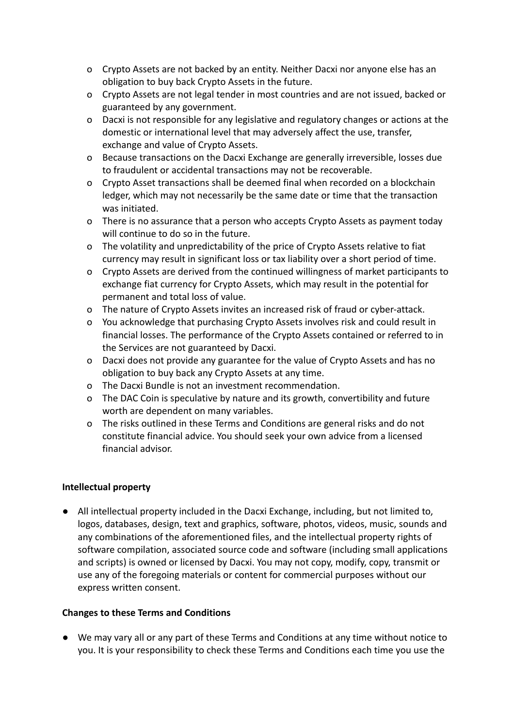- Crypto Assets are not backed by an entity. Neither Dacxi nor anyone else has an obligation to buy back Crypto Assets in the future.
- Crypto Assets are not legal tender in most countries and are not issued, backed or guaranteed by any government.
- Dacxi is not responsible for any legislative and regulatory changes or actions at the domestic or international level that may adversely affect the use, transfer, exchange and value of Crypto Assets.
- Because transactions on the Dacxi Exchange are generally irreversible, losses due to fraudulent or accidental transactions may not be recoverable.
- Crypto Asset transactions shall be deemed final when recorded on a blockchain ledger, which may not necessarily be the same date or time that the transaction was initiated.
- There is no assurance that a person who accepts Crypto Assets as payment today will continue to do so in the future.
- The volatility and unpredictability of the price of Crypto Assets relative to fiat currency may result in significant loss or tax liability over a short period of time.
- Crypto Assets are derived from the continued willingness of market participants to exchange fiat currency for Crypto Assets, which may result in the potential for permanent and total loss of value.
- The nature of Crypto Assets invites an increased risk of fraud or cyber-attack.
- You acknowledge that purchasing Crypto Assets involves risk and could result in financial losses. The performance of the Crypto Assets contained or referred to in the Services are not guaranteed by Dacxi.
- Dacxi does not provide any guarantee for the value of Crypto Assets and has no obligation to buy back any Crypto Assets at any time.
- The Dacxi Bundle is not an investment recommendation.
- The DAC Coin is speculative by nature and its growth, convertibility and future worth are dependent on many variables.
- The risks outlined in these Terms and Conditions are general risks and do not constitute financial advice. You should seek your own advice from a licensed financial advisor.

**Intellectual property**

- All intellectual property included in the Dacxi Exchange, including, but not limited to, logos, databases, design, text and graphics, software, photos, videos, music, sounds and any combinations of the aforementioned files, and the intellectual property rights of software compilation, associated source code and software (including small applications and scripts) is owned or licensed by Dacxi. You may not copy, modify, copy, transmit or use any of the foregoing materials or content for commercial purposes without our express written consent.

**Changes to these Terms and Conditions**

- We may vary all or any part of these Terms and Conditions at any time without notice to you. It is your responsibility to check these Terms and Conditions each time you use the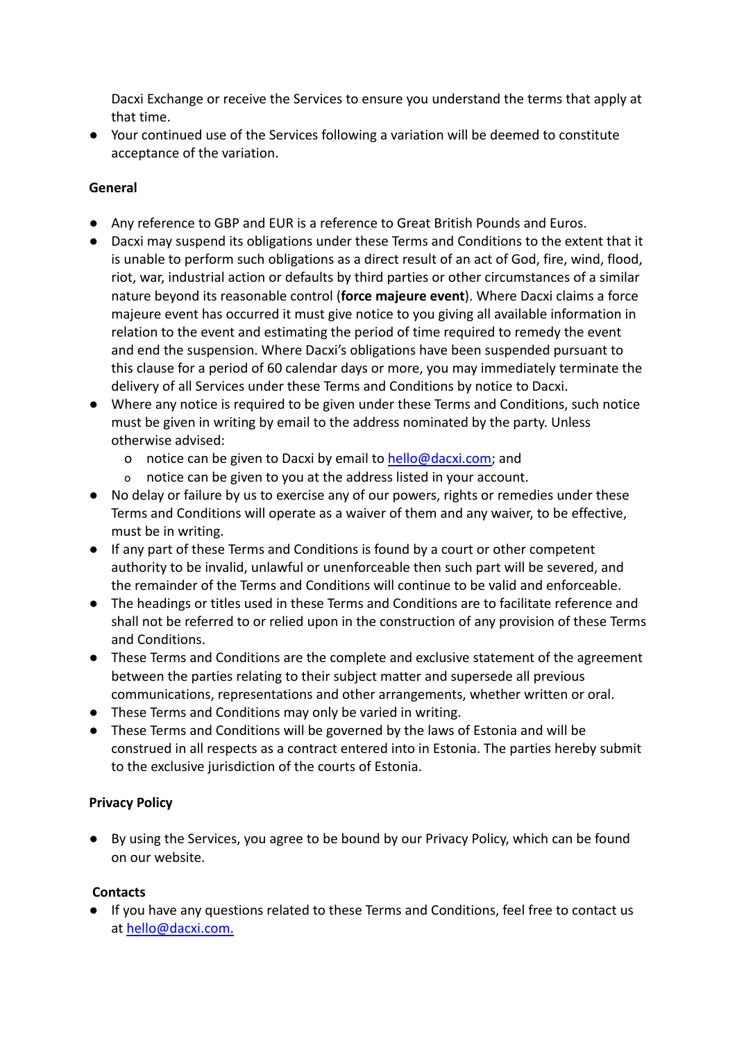Dacxi Exchange or receive the Services to ensure you understand the terms that apply at that time.

- Your continued use of the Services following a variation will be deemed to constitute acceptance of the variation.

**General**

- Any reference to GBP and EUR is a reference to Great British Pounds and Euros.
- Dacxi may suspend its obligations under these Terms and Conditions to the extent that it is unable to perform such obligations as a direct result of an act of God, fire, wind, flood, riot, war, industrial action or defaults by third parties or other circumstances of a similar nature beyond its reasonable control (**force majeure event**). Where Dacxi claims a force majeure event has occurred it must give notice to you giving all available information in relation to the event and estimating the period of time required to remedy the event and end the suspension. Where Dacxi's obligations have been suspended pursuant to this clause for a period of 60 calendar days or more, you may immediately terminate the delivery of all Services under these Terms and Conditions by notice to Dacxi.
- Where any notice is required to be given under these Terms and Conditions, such notice must be given in writing by email to the address nominated by the party. Unless otherwise advised:
    - notice can be given to Dacxi by email to hello@dacxi.com; and
    - notice can be given to you at the address listed in your account.
- No delay or failure by us to exercise any of our powers, rights or remedies under these Terms and Conditions will operate as a waiver of them and any waiver, to be effective, must be in writing.
- If any part of these Terms and Conditions is found by a court or other competent authority to be invalid, unlawful or unenforceable then such part will be severed, and the remainder of the Terms and Conditions will continue to be valid and enforceable.
- The headings or titles used in these Terms and Conditions are to facilitate reference and shall not be referred to or relied upon in the construction of any provision of these Terms and Conditions.
- These Terms and Conditions are the complete and exclusive statement of the agreement between the parties relating to their subject matter and supersede all previous communications, representations and other arrangements, whether written or oral.
- These Terms and Conditions may only be varied in writing.
- These Terms and Conditions will be governed by the laws of Estonia and will be construed in all respects as a contract entered into in Estonia. The parties hereby submit to the exclusive jurisdiction of the courts of Estonia.

**Privacy Policy**

- By using the Services, you agree to be bound by our Privacy Policy, which can be found on our website.

**Contacts**

- If you have any questions related to these Terms and Conditions, feel free to contact us at hello@dacxi.com.